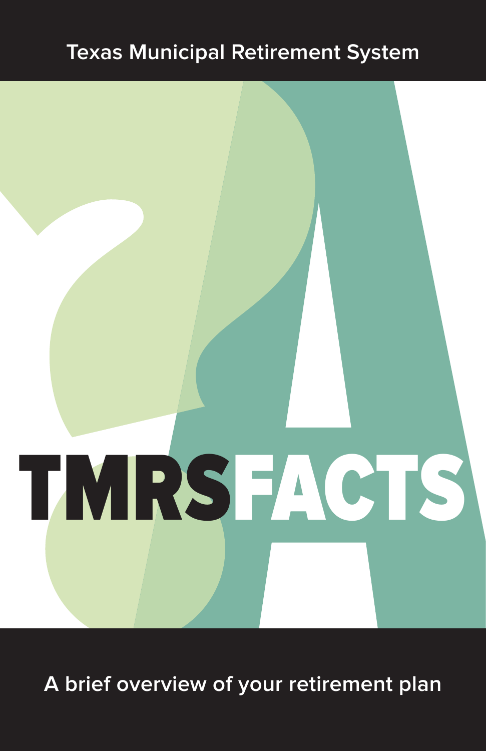Texas Municipal Retirement System

# TMRSFACTS

A brief overview of your retirement plan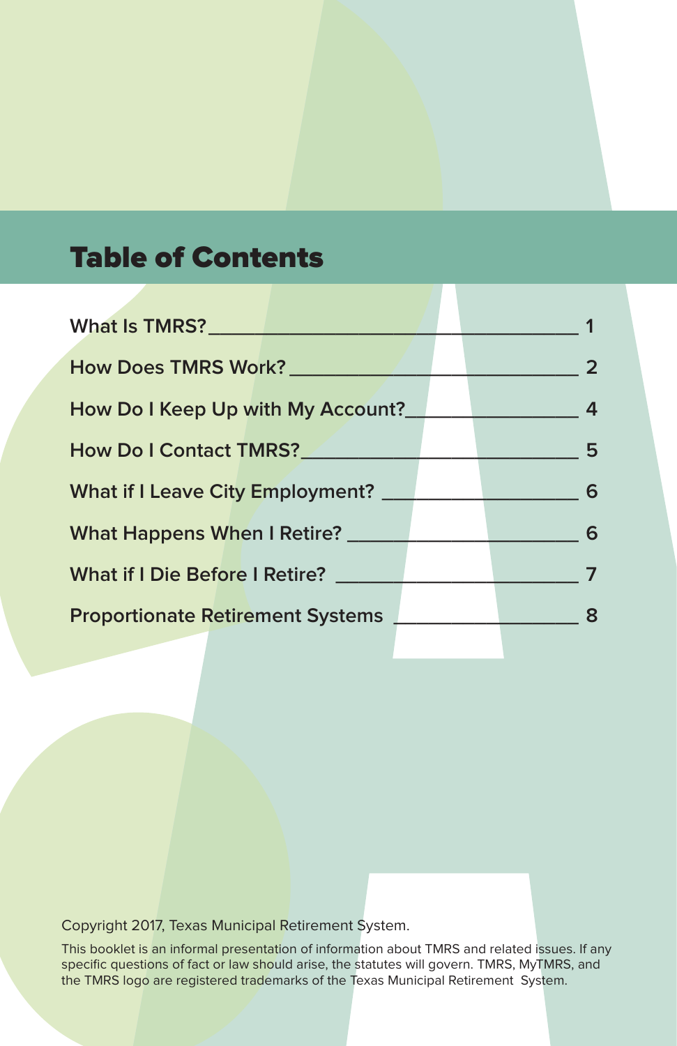# Table of Contents

| | |
|---|---|
| What Is TMRS? | 1 |
| How Does TMRS Work? | 2 |
| How Do I Keep Up with My Account? | 4 |
| How Do I Contact TMRS? | 5 |
| What if I Leave City Employment? | 6 |
| What Happens When I Retire? | 6 |
| What if I Die Before I Retire? | 7 |
| Proportionate Retirement Systems | 8 |

Copyright 2017, Texas Municipal Retirement System.

This booklet is an informal presentation of information about TMRS and related issues. If any specific questions of fact or law should arise, the statutes will govern. TMRS, MyTMRS, and the TMRS logo are registered trademarks of the Texas Municipal Retirement System.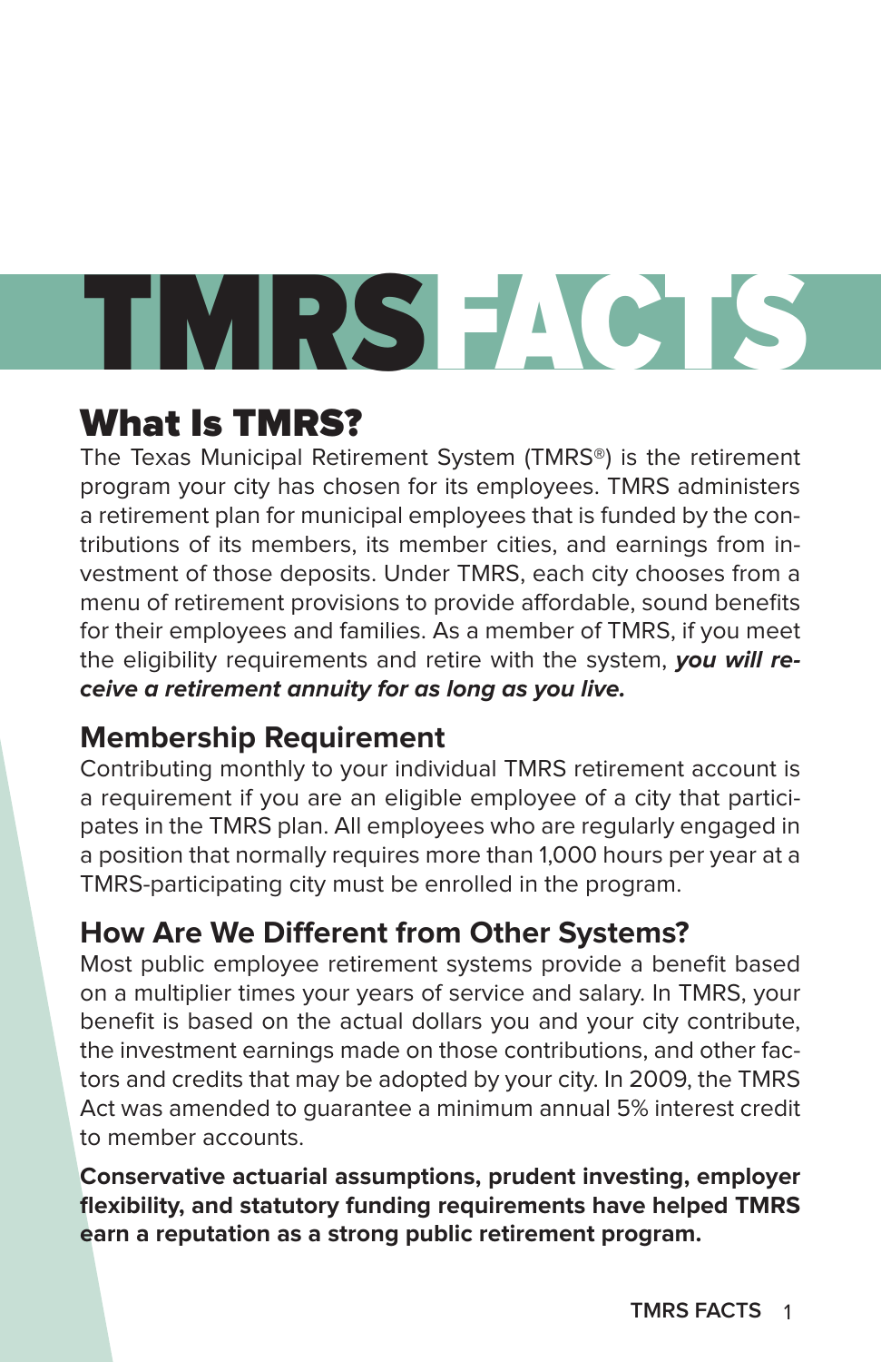# TMRS FACTS

## What Is TMRS?

The Texas Municipal Retirement System (TMRS®) is the retirement program your city has chosen for its employees. TMRS administers a retirement plan for municipal employees that is funded by the contributions of its members, its member cities, and earnings from investment of those deposits. Under TMRS, each city chooses from a menu of retirement provisions to provide affordable, sound benefits for their employees and families. As a member of TMRS, if you meet the eligibility requirements and retire with the system, ***you will receive a retirement annuity for as long as you live.***

### Membership Requirement

Contributing monthly to your individual TMRS retirement account is a requirement if you are an eligible employee of a city that participates in the TMRS plan. All employees who are regularly engaged in a position that normally requires more than 1,000 hours per year at a TMRS-participating city must be enrolled in the program.

### How Are We Different from Other Systems?

Most public employee retirement systems provide a benefit based on a multiplier times your years of service and salary. In TMRS, your benefit is based on the actual dollars you and your city contribute, the investment earnings made on those contributions, and other factors and credits that may be adopted by your city. In 2009, the TMRS Act was amended to guarantee a minimum annual 5% interest credit to member accounts.

**Conservative actuarial assumptions, prudent investing, employer flexibility, and statutory funding requirements have helped TMRS earn a reputation as a strong public retirement program.**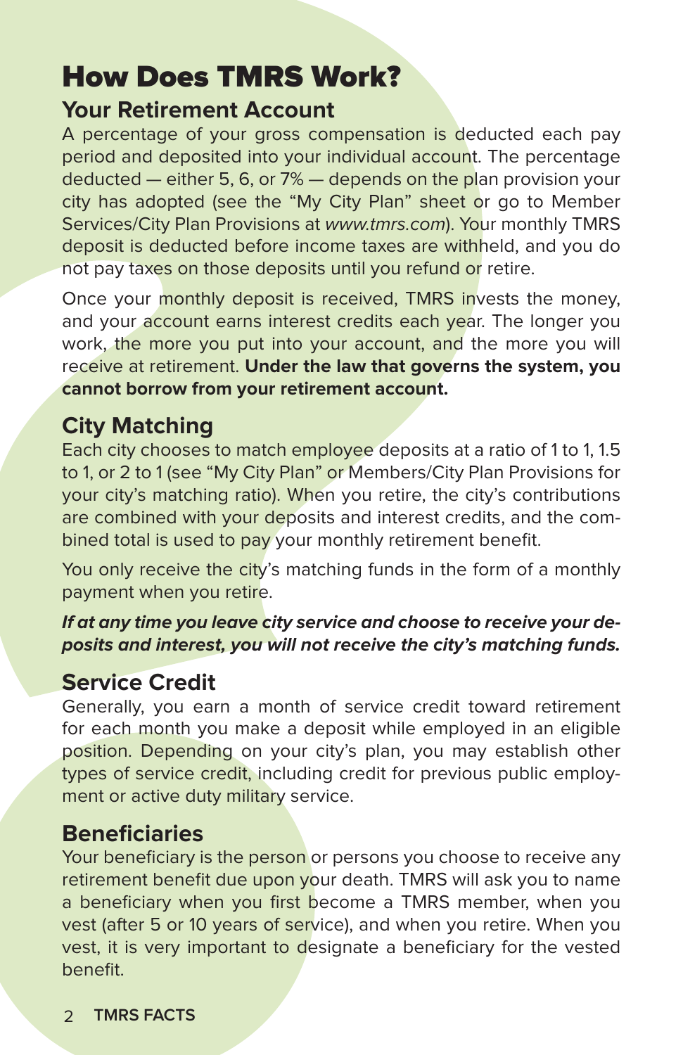# How Does TMRS Work?

## Your Retirement Account

A percentage of your gross compensation is deducted each pay period and deposited into your individual account. The percentage deducted — either 5, 6, or 7% — depends on the plan provision your city has adopted (see the "My City Plan" sheet or go to Member Services/City Plan Provisions at *www.tmrs.com*). Your monthly TMRS deposit is deducted before income taxes are withheld, and you do not pay taxes on those deposits until you refund or retire.

Once your monthly deposit is received, TMRS invests the money, and your account earns interest credits each year. The longer you work, the more you put into your account, and the more you will receive at retirement. **Under the law that governs the system, you cannot borrow from your retirement account.**

## City Matching

Each city chooses to match employee deposits at a ratio of 1 to 1, 1.5 to 1, or 2 to 1 (see "My City Plan" or Members/City Plan Provisions for your city's matching ratio). When you retire, the city's contributions are combined with your deposits and interest credits, and the combined total is used to pay your monthly retirement benefit.

You only receive the city's matching funds in the form of a monthly payment when you retire.

***If at any time you leave city service and choose to receive your deposits and interest, you will not receive the city's matching funds.***

## Service Credit

Generally, you earn a month of service credit toward retirement for each month you make a deposit while employed in an eligible position. Depending on your city's plan, you may establish other types of service credit, including credit for previous public employment or active duty military service.

## Beneficiaries

Your beneficiary is the person or persons you choose to receive any retirement benefit due upon your death. TMRS will ask you to name a beneficiary when you first become a TMRS member, when you vest (after 5 or 10 years of service), and when you retire. When you vest, it is very important to designate a beneficiary for the vested benefit.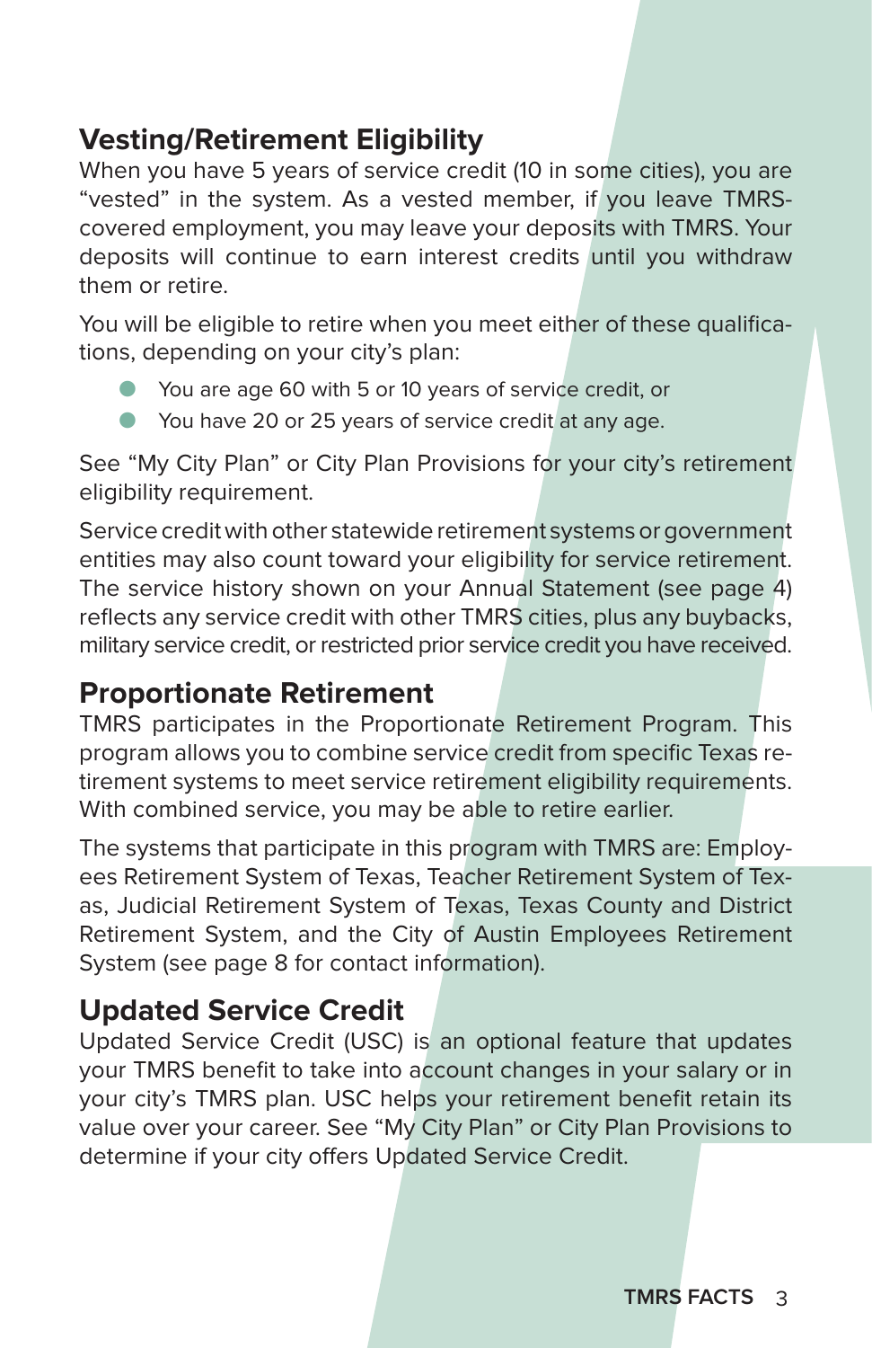## Vesting/Retirement Eligibility

When you have 5 years of service credit (10 in some cities), you are "vested" in the system. As a vested member, if you leave TMRS-covered employment, you may leave your deposits with TMRS. Your deposits will continue to earn interest credits until you withdraw them or retire.

You will be eligible to retire when you meet either of these qualifications, depending on your city's plan:

- You are age 60 with 5 or 10 years of service credit, or
- You have 20 or 25 years of service credit at any age.

See "My City Plan" or City Plan Provisions for your city's retirement eligibility requirement.

Service credit with other statewide retirement systems or government entities may also count toward your eligibility for service retirement. The service history shown on your Annual Statement (see page 4) reflects any service credit with other TMRS cities, plus any buybacks, military service credit, or restricted prior service credit you have received.

## Proportionate Retirement

TMRS participates in the Proportionate Retirement Program. This program allows you to combine service credit from specific Texas retirement systems to meet service retirement eligibility requirements. With combined service, you may be able to retire earlier.

The systems that participate in this program with TMRS are: Employees Retirement System of Texas, Teacher Retirement System of Texas, Judicial Retirement System of Texas, Texas County and District Retirement System, and the City of Austin Employees Retirement System (see page 8 for contact information).

## Updated Service Credit

Updated Service Credit (USC) is an optional feature that updates your TMRS benefit to take into account changes in your salary or in your city's TMRS plan. USC helps your retirement benefit retain its value over your career. See "My City Plan" or City Plan Provisions to determine if your city offers Updated Service Credit.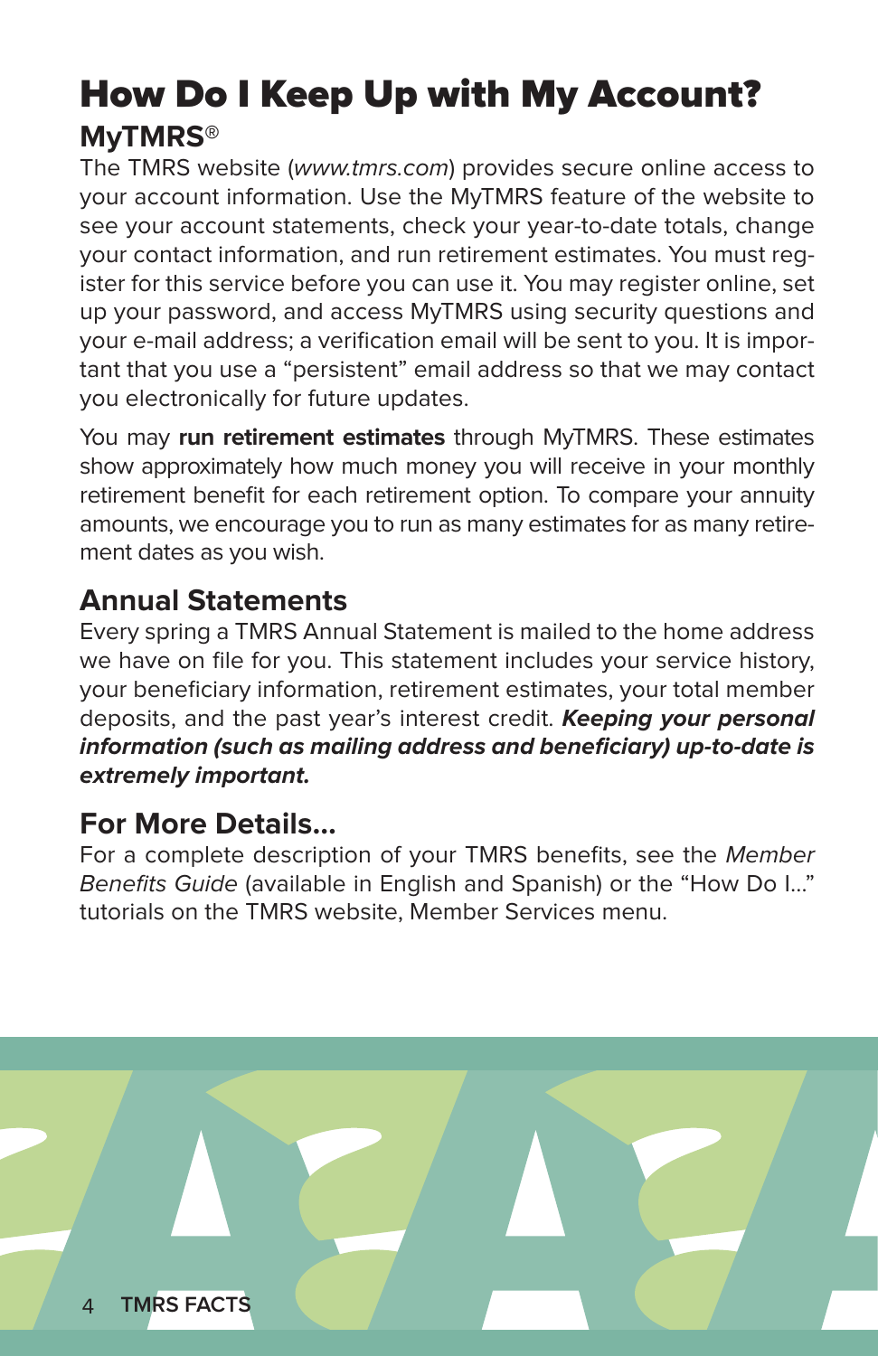# How Do I Keep Up with My Account?

## MyTMRS®

The TMRS website (*www.tmrs.com*) provides secure online access to your account information. Use the MyTMRS feature of the website to see your account statements, check your year-to-date totals, change your contact information, and run retirement estimates. You must register for this service before you can use it. You may register online, set up your password, and access MyTMRS using security questions and your e-mail address; a verification email will be sent to you. It is important that you use a "persistent" email address so that we may contact you electronically for future updates.

You may **run retirement estimates** through MyTMRS. These estimates show approximately how much money you will receive in your monthly retirement benefit for each retirement option. To compare your annuity amounts, we encourage you to run as many estimates for as many retirement dates as you wish.

## Annual Statements

Every spring a TMRS Annual Statement is mailed to the home address we have on file for you. This statement includes your service history, your beneficiary information, retirement estimates, your total member deposits, and the past year's interest credit. ***Keeping your personal information (such as mailing address and beneficiary) up-to-date is extremely important.***

## For More Details...

For a complete description of your TMRS benefits, see the *Member Benefits Guide* (available in English and Spanish) or the "How Do I..." tutorials on the TMRS website, Member Services menu.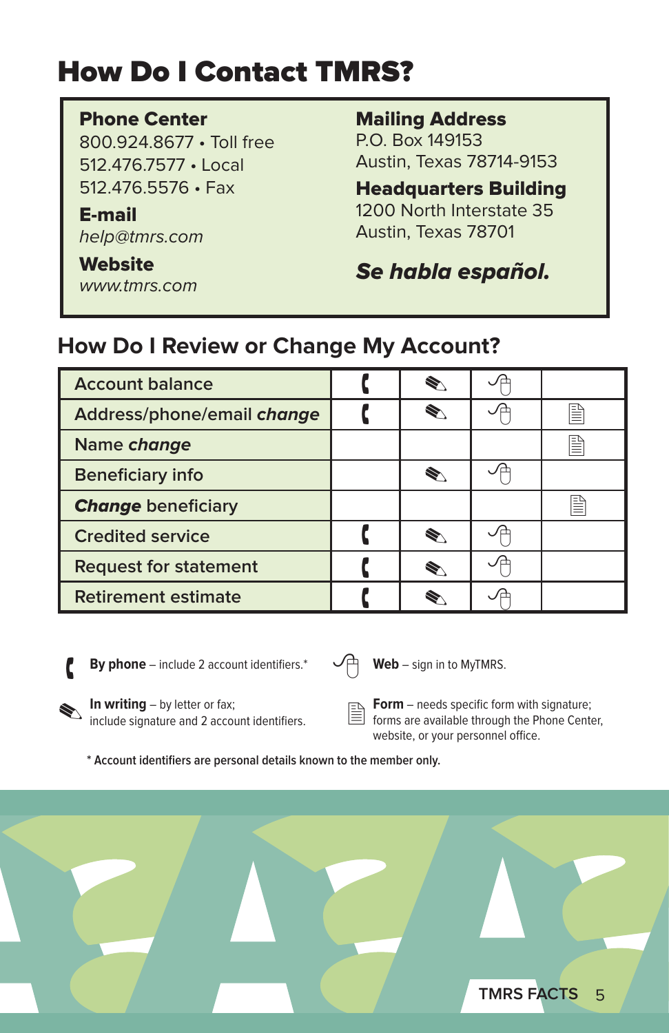# How Do I Contact TMRS?

**Phone Center**
800.924.8677 • Toll free
512.476.7577 • Local
512.476.5576 • Fax

**E-mail**
*help@tmrs.com*

**Website**
*www.tmrs.com*

**Mailing Address**
P.O. Box 149153
Austin, Texas 78714-9153

**Headquarters Building**
1200 North Interstate 35
Austin, Texas 78701

***Se habla español.***

## How Do I Review or Change My Account?

| | By phone | In writing | Web | Form |
|---|---|---|---|---|
| Account balance | ✓ | ✓ | ✓ | |
| Address/phone/email ***change*** | ✓ | ✓ | ✓ | ✓ |
| Name ***change*** | | | | ✓ |
| Beneficiary info | | ✓ | ✓ | |
| ***Change*** beneficiary | | | | ✓ |
| Credited service | ✓ | ✓ | ✓ | |
| Request for statement | ✓ | ✓ | ✓ | |
| Retirement estimate | ✓ | ✓ | ✓ | |

**By phone** – include 2 account identifiers.*

**In writing** – by letter or fax; include signature and 2 account identifiers.

**Web** – sign in to MyTMRS.

**Form** – needs specific form with signature; forms are available through the Phone Center, website, or your personnel office.

**\* Account identifiers are personal details known to the member only.**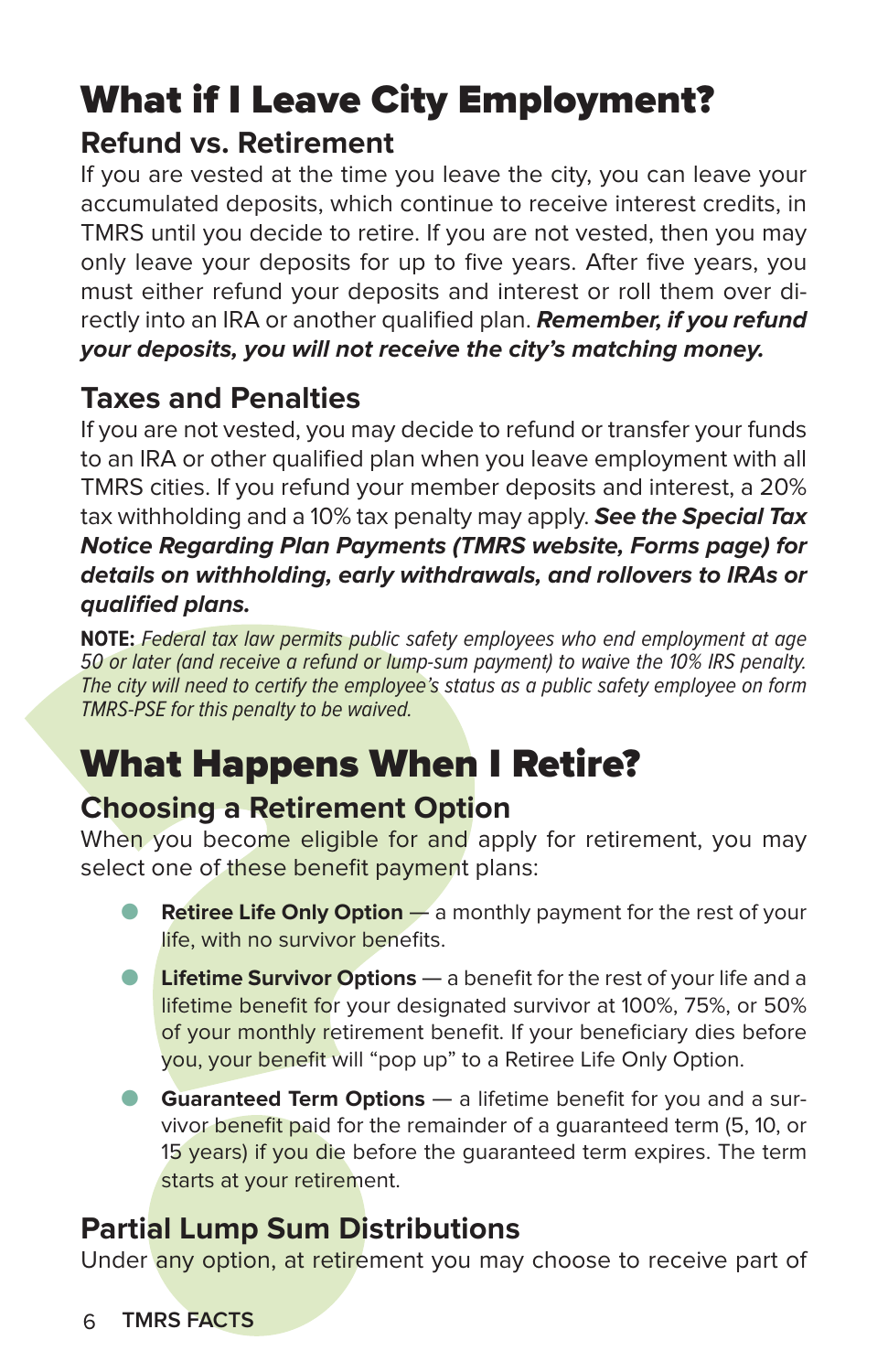# What if I Leave City Employment?

## Refund vs. Retirement

If you are vested at the time you leave the city, you can leave your accumulated deposits, which continue to receive interest credits, in TMRS until you decide to retire. If you are not vested, then you may only leave your deposits for up to five years. After five years, you must either refund your deposits and interest or roll them over directly into an IRA or another qualified plan. ***Remember, if you refund your deposits, you will not receive the city's matching money.***

## Taxes and Penalties

If you are not vested, you may decide to refund or transfer your funds to an IRA or other qualified plan when you leave employment with all TMRS cities. If you refund your member deposits and interest, a 20% tax withholding and a 10% tax penalty may apply. ***See the Special Tax Notice Regarding Plan Payments (TMRS website, Forms page) for details on withholding, early withdrawals, and rollovers to IRAs or qualified plans.***

**NOTE:** *Federal tax law permits public safety employees who end employment at age 50 or later (and receive a refund or lump-sum payment) to waive the 10% IRS penalty. The city will need to certify the employee's status as a public safety employee on form TMRS-PSE for this penalty to be waived.*

# What Happens When I Retire?

## Choosing a Retirement Option

When you become eligible for and apply for retirement, you may select one of these benefit payment plans:

- **Retiree Life Only Option** — a monthly payment for the rest of your life, with no survivor benefits.
- **Lifetime Survivor Options** — a benefit for the rest of your life and a lifetime benefit for your designated survivor at 100%, 75%, or 50% of your monthly retirement benefit. If your beneficiary dies before you, your benefit will "pop up" to a Retiree Life Only Option.
- **Guaranteed Term Options** — a lifetime benefit for you and a survivor benefit paid for the remainder of a guaranteed term (5, 10, or 15 years) if you die before the guaranteed term expires. The term starts at your retirement.

## Partial Lump Sum Distributions

Under any option, at retirement you may choose to receive part of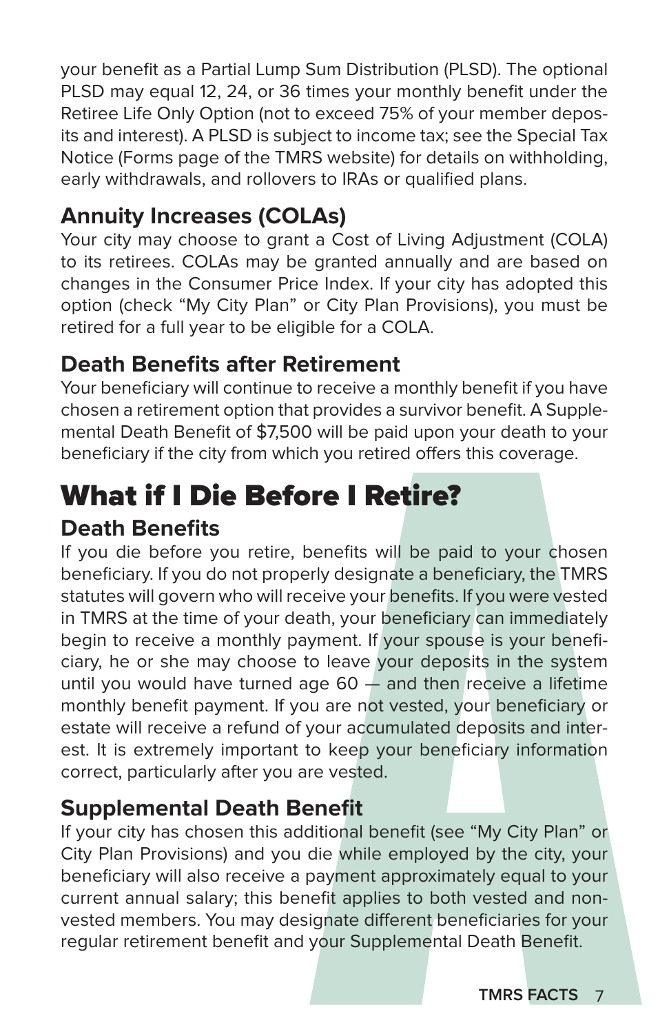your benefit as a Partial Lump Sum Distribution (PLSD). The optional PLSD may equal 12, 24, or 36 times your monthly benefit under the Retiree Life Only Option (not to exceed 75% of your member deposits and interest). A PLSD is subject to income tax; see the Special Tax Notice (Forms page of the TMRS website) for details on withholding, early withdrawals, and rollovers to IRAs or qualified plans.

### Annuity Increases (COLAs)

Your city may choose to grant a Cost of Living Adjustment (COLA) to its retirees. COLAs may be granted annually and are based on changes in the Consumer Price Index. If your city has adopted this option (check "My City Plan" or City Plan Provisions), you must be retired for a full year to be eligible for a COLA.

### Death Benefits after Retirement

Your beneficiary will continue to receive a monthly benefit if you have chosen a retirement option that provides a survivor benefit. A Supplemental Death Benefit of $7,500 will be paid upon your death to your beneficiary if the city from which you retired offers this coverage.

## What if I Die Before I Retire?

### Death Benefits

If you die before you retire, benefits will be paid to your chosen beneficiary. If you do not properly designate a beneficiary, the TMRS statutes will govern who will receive your benefits. If you were vested in TMRS at the time of your death, your beneficiary can immediately begin to receive a monthly payment. If your spouse is your beneficiary, he or she may choose to leave your deposits in the system until you would have turned age 60 — and then receive a lifetime monthly benefit payment. If you are not vested, your beneficiary or estate will receive a refund of your accumulated deposits and interest. It is extremely important to keep your beneficiary information correct, particularly after you are vested.

### Supplemental Death Benefit

If your city has chosen this additional benefit (see "My City Plan" or City Plan Provisions) and you die while employed by the city, your beneficiary will also receive a payment approximately equal to your current annual salary; this benefit applies to both vested and nonvested members. You may designate different beneficiaries for your regular retirement benefit and your Supplemental Death Benefit.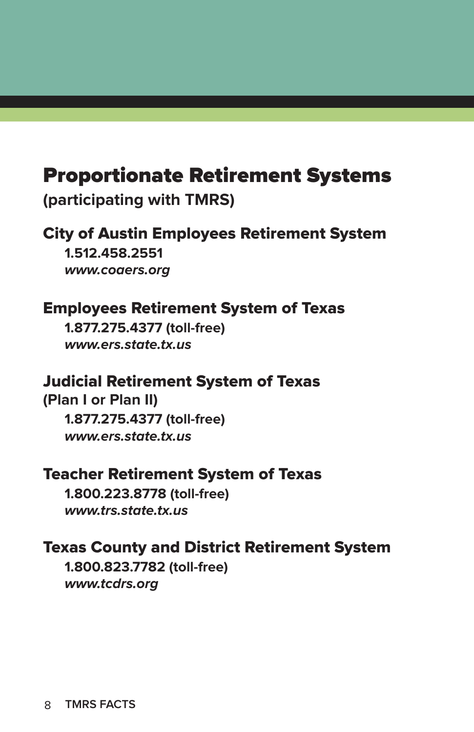# Proportionate Retirement Systems

**(participating with TMRS)**

## City of Austin Employees Retirement System

**1.512.458.2551**
***www.coaers.org***

## Employees Retirement System of Texas

**1.877.275.4377 (toll-free)**
***www.ers.state.tx.us***

## Judicial Retirement System of Texas

**(Plan I or Plan II)**

**1.877.275.4377 (toll-free)**
***www.ers.state.tx.us***

## Teacher Retirement System of Texas

**1.800.223.8778 (toll-free)**
***www.trs.state.tx.us***

## Texas County and District Retirement System

**1.800.823.7782 (toll-free)**
***www.tcdrs.org***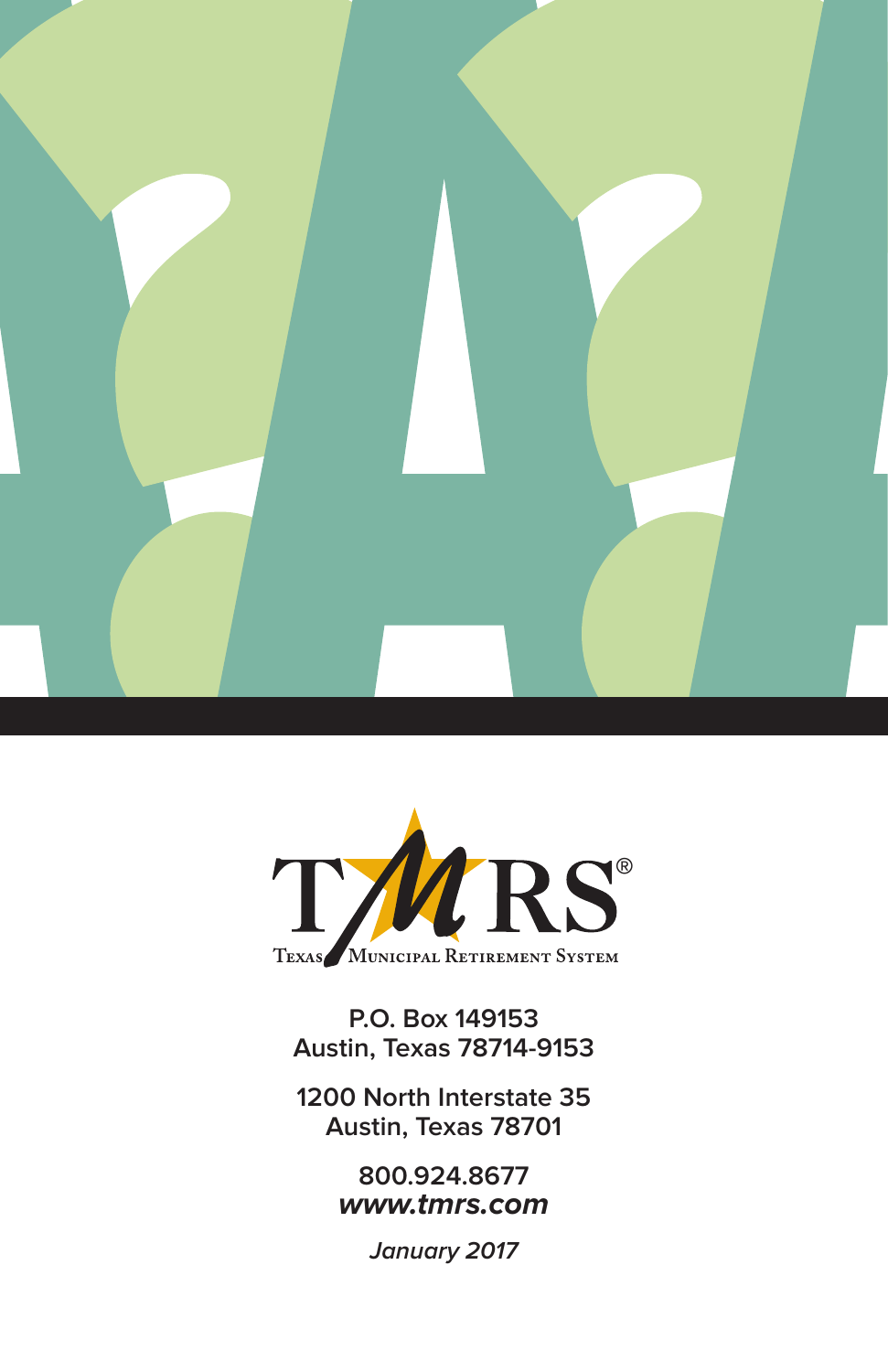TMRS®

Texas Municipal Retirement System

**P.O. Box 149153**
**Austin, Texas 78714-9153**

**1200 North Interstate 35**
**Austin, Texas 78701**

**800.924.8677**
***www.tmrs.com***

*January 2017*